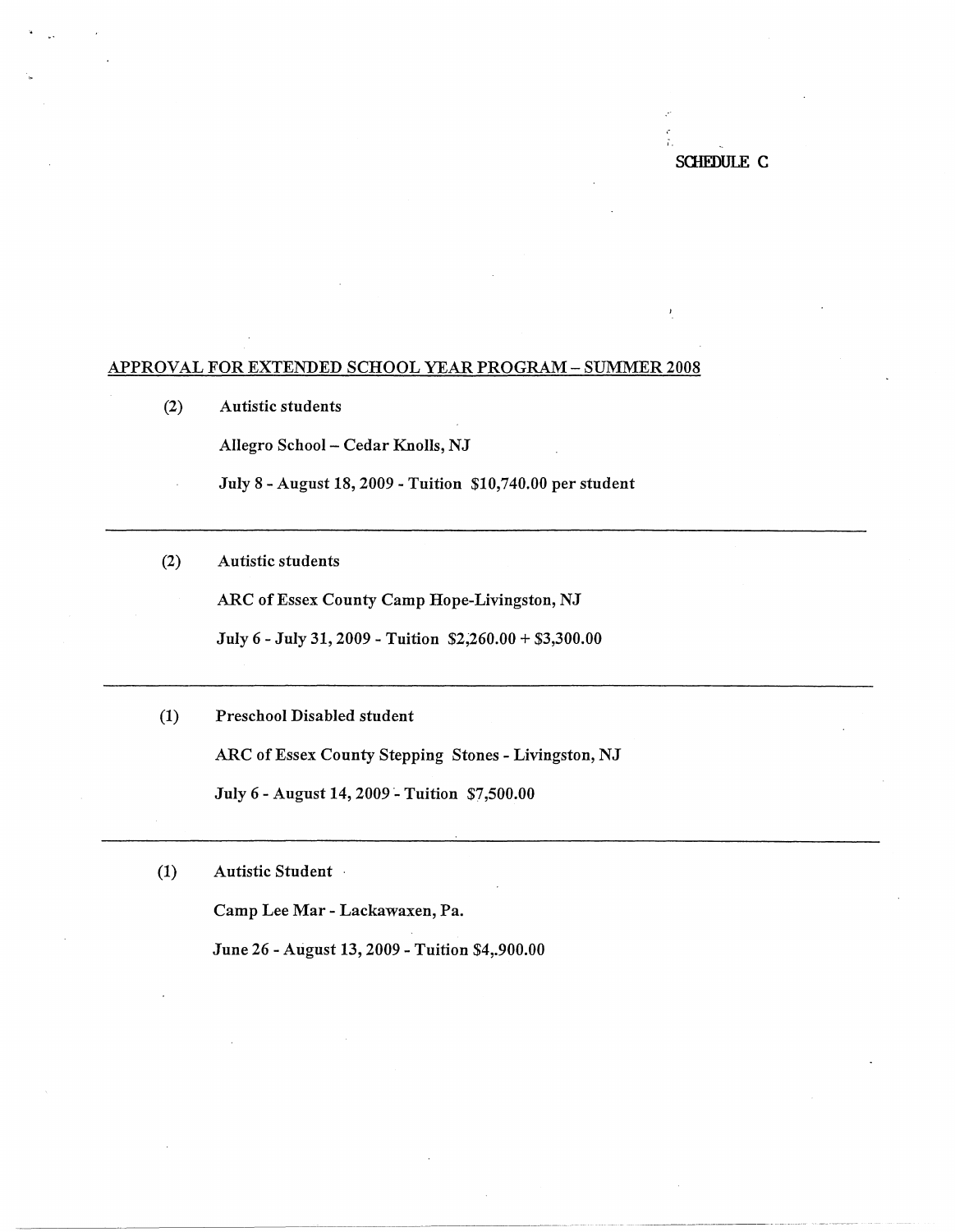SCHEDULE C

APPROVAL FOR EXTENDED SCHOOL YEAR PROGRAM – SUMMER 2008

(2) Autistic students

Allegro School – Cedar Knolls, NJ

July 8 - August 18, 2009 - Tuition $10,740.00 per student

---

(2) Autistic students

ARC of Essex County Camp Hope-Livingston, NJ

July 6 - July 31, 2009 - Tuition $2,260.00 + $3,300.00

---

(1) Preschool Disabled student

ARC of Essex County Stepping Stones - Livingston, NJ

July 6 - August 14, 2009 - Tuition $7,500.00

---

(1) Autistic Student

Camp Lee Mar - Lackawaxen, Pa.

June 26 - August 13, 2009 - Tuition $4,.900.00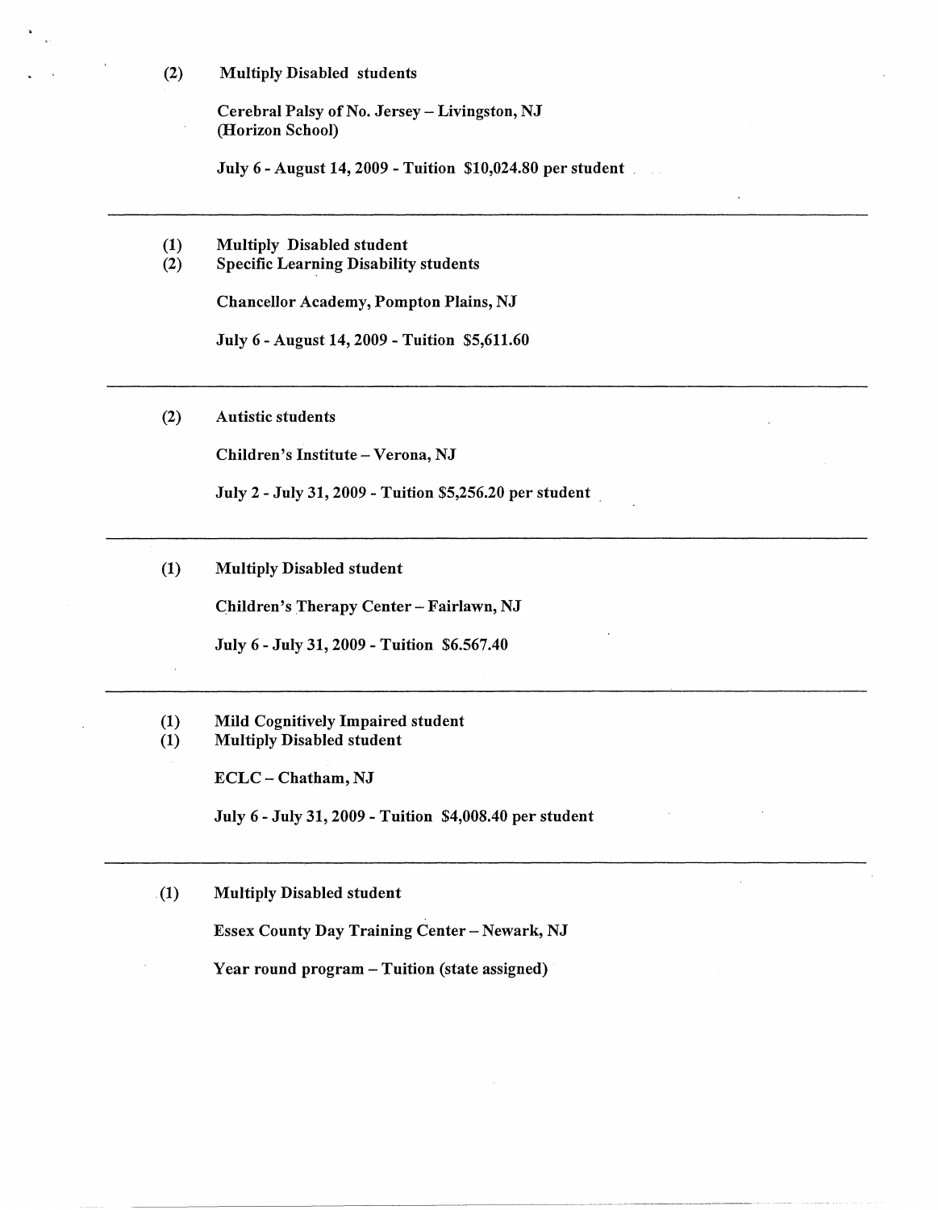(2) **Multiply Disabled students**

**Cerebral Palsy of No. Jersey – Livingston, NJ**
**(Horizon School)**

**July 6 - August 14, 2009 - Tuition $10,024.80 per student**

---

(1) **Multiply Disabled student**
(2) **Specific Learning Disability students**

**Chancellor Academy, Pompton Plains, NJ**

**July 6 - August 14, 2009 - Tuition $5,611.60**

---

(2) **Autistic students**

**Children's Institute – Verona, NJ**

**July 2 - July 31, 2009 - Tuition $5,256.20 per student**

---

(1) **Multiply Disabled student**

**Children's Therapy Center – Fairlawn, NJ**

**July 6 - July 31, 2009 - Tuition $6.567.40**

---

(1) **Mild Cognitively Impaired student**
(1) **Multiply Disabled student**

**ECLC – Chatham, NJ**

**July 6 - July 31, 2009 - Tuition $4,008.40 per student**

---

(1) **Multiply Disabled student**

**Essex County Day Training Center – Newark, NJ**

**Year round program – Tuition (state assigned)**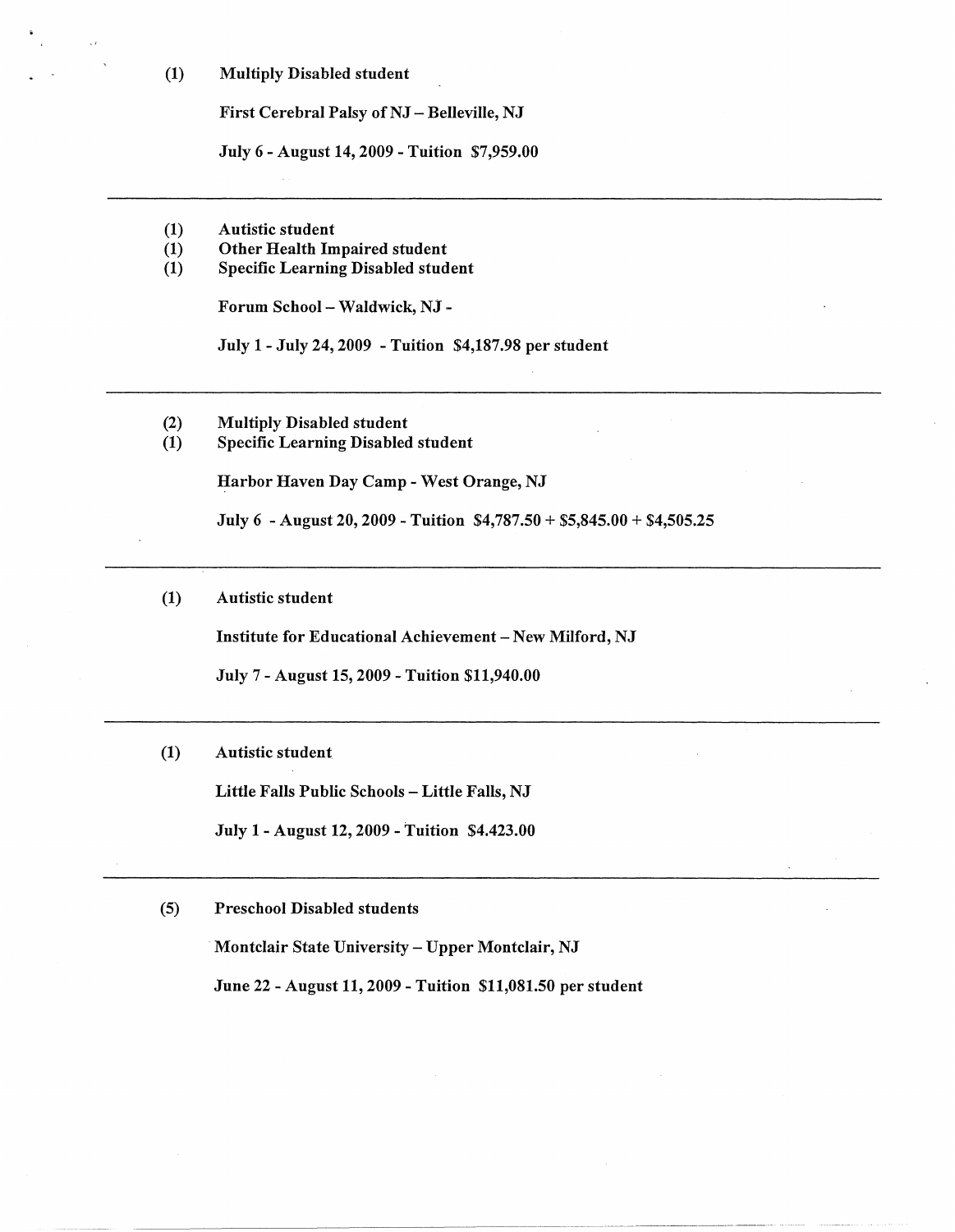(1) **Multiply Disabled student**

**First Cerebral Palsy of NJ – Belleville, NJ**

**July 6 - August 14, 2009 - Tuition $7,959.00**

---

(1) **Autistic student**
(1) **Other Health Impaired student**
(1) **Specific Learning Disabled student**

**Forum School – Waldwick, NJ -**

**July 1 - July 24, 2009 - Tuition $4,187.98 per student**

---

(2) **Multiply Disabled student**
(1) **Specific Learning Disabled student**

**Harbor Haven Day Camp - West Orange, NJ**

**July 6 - August 20, 2009 - Tuition $4,787.50 + $5,845.00 + $4,505.25**

---

(1) **Autistic student**

**Institute for Educational Achievement – New Milford, NJ**

**July 7 - August 15, 2009 - Tuition $11,940.00**

---

(1) **Autistic student**

**Little Falls Public Schools – Little Falls, NJ**

**July 1 - August 12, 2009 - Tuition $4.423.00**

---

(5) **Preschool Disabled students**

**Montclair State University – Upper Montclair, NJ**

**June 22 - August 11, 2009 - Tuition $11,081.50 per student**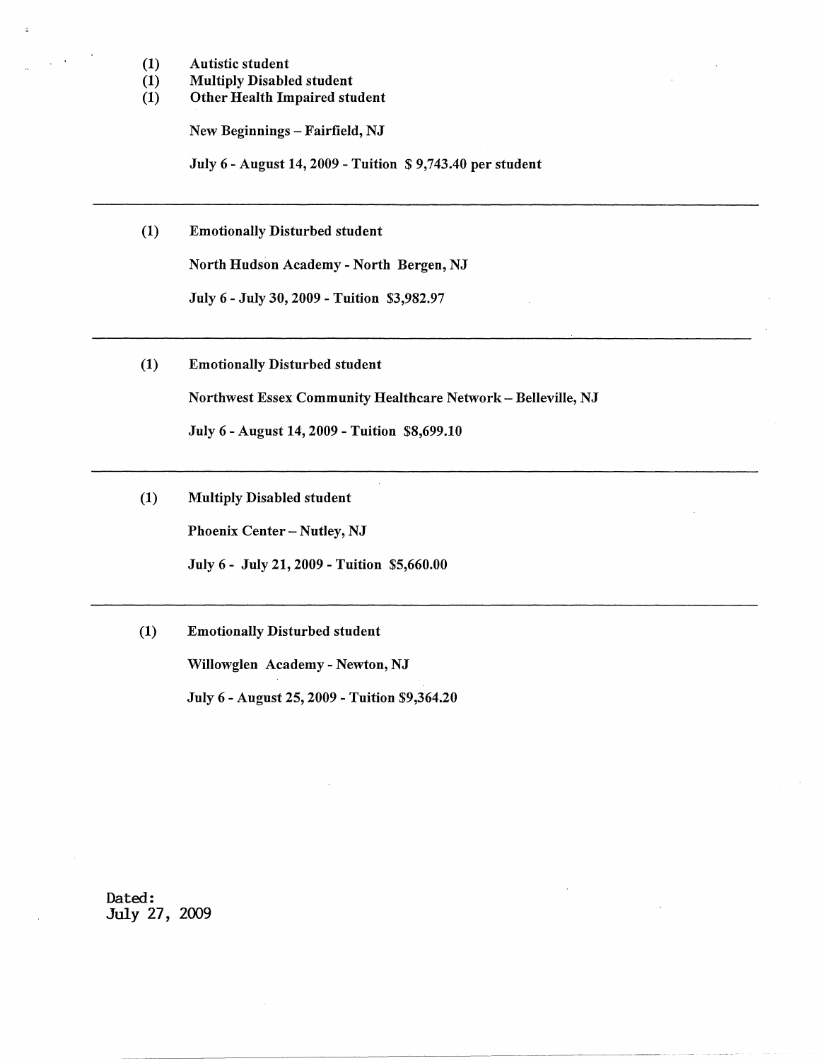(1) Autistic student
(1) Multiply Disabled student
(1) Other Health Impaired student

**New Beginnings – Fairfield, NJ**

**July 6 - August 14, 2009 - Tuition $ 9,743.40 per student**

---

(1) **Emotionally Disturbed student**

**North Hudson Academy - North Bergen, NJ**

**July 6 - July 30, 2009 - Tuition $3,982.97**

---

(1) **Emotionally Disturbed student**

**Northwest Essex Community Healthcare Network – Belleville, NJ**

**July 6 - August 14, 2009 - Tuition $8,699.10**

---

(1) **Multiply Disabled student**

**Phoenix Center – Nutley, NJ**

**July 6 - July 21, 2009 - Tuition $5,660.00**

---

(1) **Emotionally Disturbed student**

**Willowglen Academy - Newton, NJ**

**July 6 - August 25, 2009 - Tuition $9,364.20**

Dated:
July 27, 2009